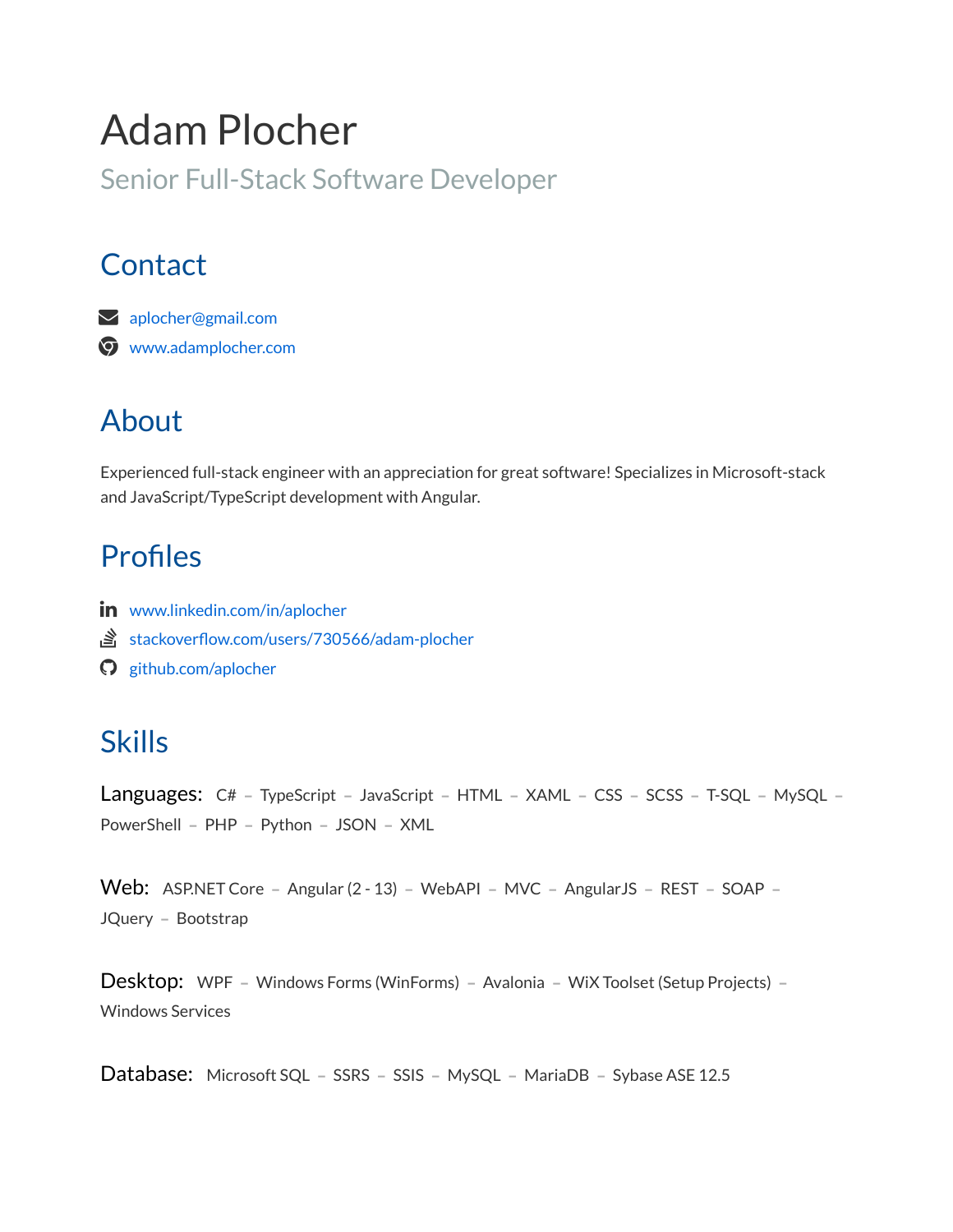# Adam Plocher

Senior Full-Stack Software Developer

## Contact

- aplocher@gmail.com
- www.adamplocher.com

## About

Experienced full-stack engineer with an appreciation for great software! Specializes in Microsoft-stack and JavaScript/TypeScript development with Angular.

## Profiles

- www.linkedin.com/in/aplocher
- stackoverflow.com/users/730566/adam-plocher
- github.com/aplocher

## Skills

**Languages:** C# – TypeScript – JavaScript – HTML – XAML – CSS – SCSS – T-SQL – MySQL – PowerShell – PHP – Python – JSON – XML

**Web:** ASP.NET Core – Angular (2 - 13) – WebAPI – MVC – AngularJS – REST – SOAP – JQuery – Bootstrap

**Desktop:** WPF – Windows Forms (WinForms) – Avalonia – WiX Toolset (Setup Projects) – Windows Services

**Database:** Microsoft SQL – SSRS – SSIS – MySQL – MariaDB – Sybase ASE 12.5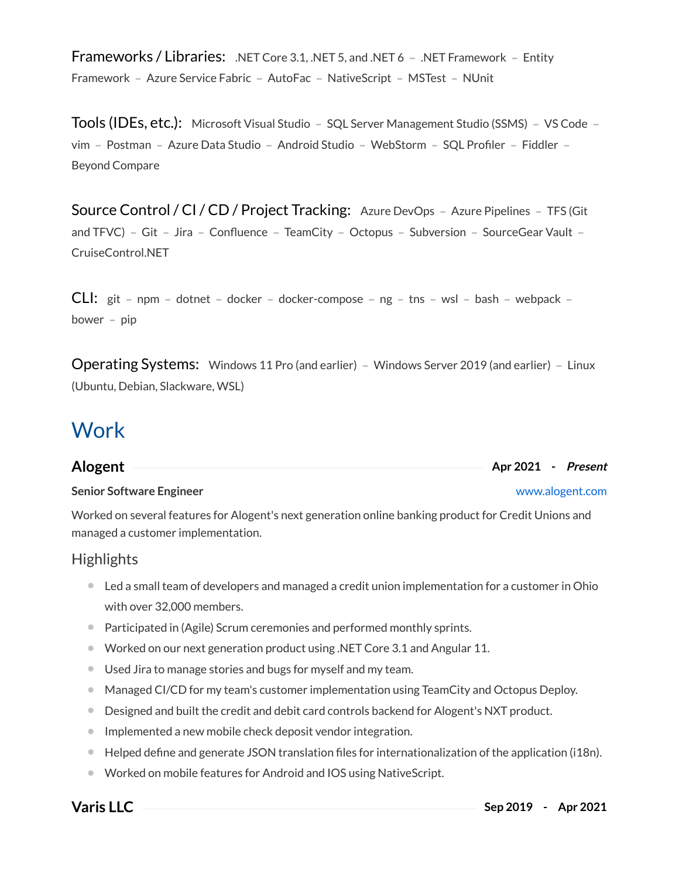**Frameworks / Libraries:** .NET Core 3.1, .NET 5, and .NET 6 – .NET Framework – Entity Framework – Azure Service Fabric – AutoFac – NativeScript – MSTest – NUnit

**Tools (IDEs, etc.):** Microsoft Visual Studio – SQL Server Management Studio (SSMS) – VS Code – vim – Postman – Azure Data Studio – Android Studio – WebStorm – SQL Profiler – Fiddler – Beyond Compare

**Source Control / CI / CD / Project Tracking:** Azure DevOps – Azure Pipelines – TFS (Git and TFVC) – Git – Jira – Confluence – TeamCity – Octopus – Subversion – SourceGear Vault – CruiseControl.NET

**CLI:** git – npm – dotnet – docker – docker-compose – ng – tns – wsl – bash – webpack – bower – pip

**Operating Systems:** Windows 11 Pro (and earlier) – Windows Server 2019 (and earlier) – Linux (Ubuntu, Debian, Slackware, WSL)

## Work

### Alogent — Apr 2021 - *Present*

**Senior Software Engineer** — www.alogent.com

Worked on several features for Alogent's next generation online banking product for Credit Unions and managed a customer implementation.

#### Highlights

- Led a small team of developers and managed a credit union implementation for a customer in Ohio with over 32,000 members.
- Participated in (Agile) Scrum ceremonies and performed monthly sprints.
- Worked on our next generation product using .NET Core 3.1 and Angular 11.
- Used Jira to manage stories and bugs for myself and my team.
- Managed CI/CD for my team's customer implementation using TeamCity and Octopus Deploy.
- Designed and built the credit and debit card controls backend for Alogent's NXT product.
- Implemented a new mobile check deposit vendor integration.
- Helped define and generate JSON translation files for internationalization of the application (i18n).
- Worked on mobile features for Android and IOS using NativeScript.

### Varis LLC — Sep 2019 - Apr 2021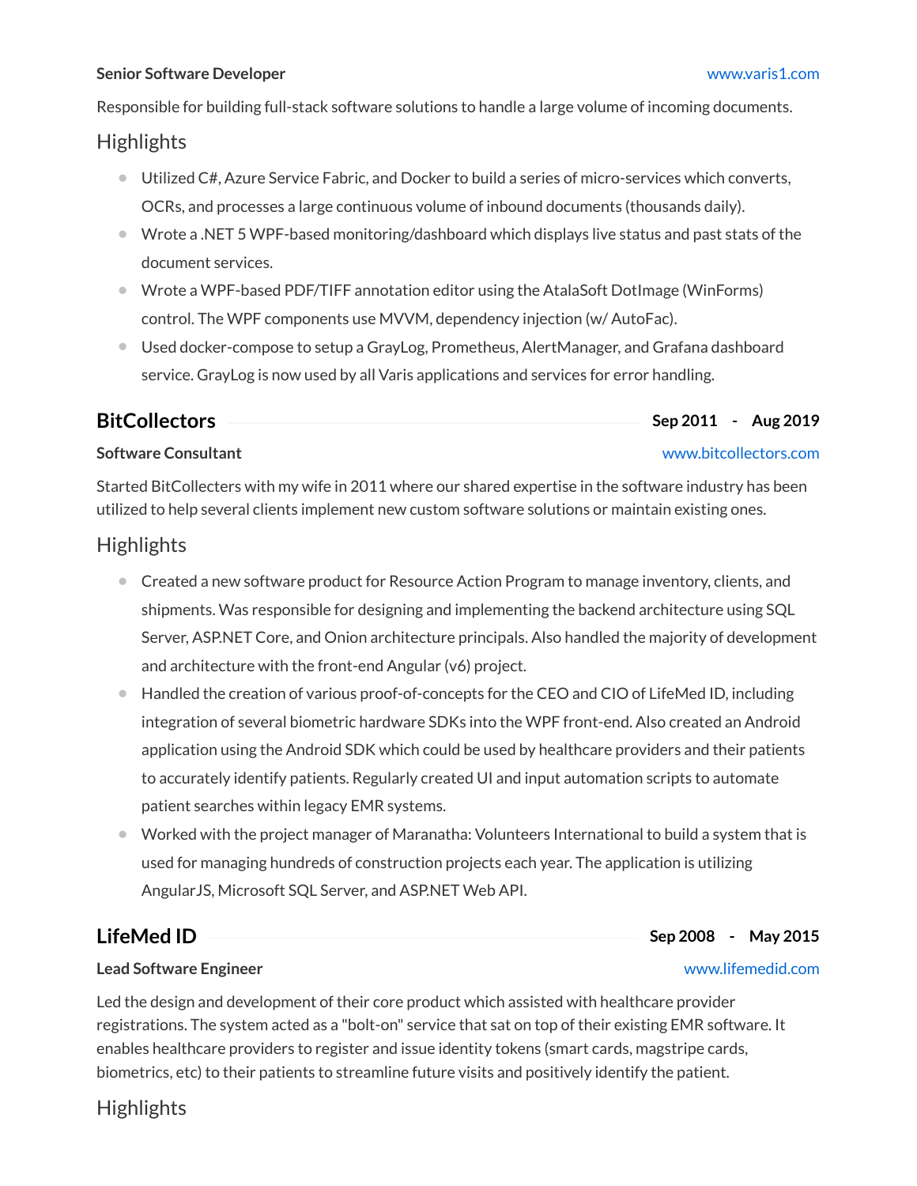**Senior Software Developer** [www.varis1.com](http://www.varis1.com)

Responsible for building full-stack software solutions to handle a large volume of incoming documents.

### Highlights

- Utilized C#, Azure Service Fabric, and Docker to build a series of micro-services which converts, OCRs, and processes a large continuous volume of inbound documents (thousands daily).
- Wrote a .NET 5 WPF-based monitoring/dashboard which displays live status and past stats of the document services.
- Wrote a WPF-based PDF/TIFF annotation editor using the AtalaSoft DotImage (WinForms) control. The WPF components use MVVM, dependency injection (w/ AutoFac).
- Used docker-compose to setup a GrayLog, Prometheus, AlertManager, and Grafana dashboard service. GrayLog is now used by all Varis applications and services for error handling.

## BitCollectors

**Sep 2011 - Aug 2019**

**Software Consultant** [www.bitcollectors.com](http://www.bitcollectors.com)

Started BitCollecters with my wife in 2011 where our shared expertise in the software industry has been utilized to help several clients implement new custom software solutions or maintain existing ones.

### Highlights

- Created a new software product for Resource Action Program to manage inventory, clients, and shipments. Was responsible for designing and implementing the backend architecture using SQL Server, ASP.NET Core, and Onion architecture principals. Also handled the majority of development and architecture with the front-end Angular (v6) project.
- Handled the creation of various proof-of-concepts for the CEO and CIO of LifeMed ID, including integration of several biometric hardware SDKs into the WPF front-end. Also created an Android application using the Android SDK which could be used by healthcare providers and their patients to accurately identify patients. Regularly created UI and input automation scripts to automate patient searches within legacy EMR systems.
- Worked with the project manager of Maranatha: Volunteers International to build a system that is used for managing hundreds of construction projects each year. The application is utilizing AngularJS, Microsoft SQL Server, and ASP.NET Web API.

## LifeMed ID

**Sep 2008 - May 2015**

**Lead Software Engineer** [www.lifemedid.com](http://www.lifemedid.com)

Led the design and development of their core product which assisted with healthcare provider registrations. The system acted as a "bolt-on" service that sat on top of their existing EMR software. It enables healthcare providers to register and issue identity tokens (smart cards, magstripe cards, biometrics, etc) to their patients to streamline future visits and positively identify the patient.

### Highlights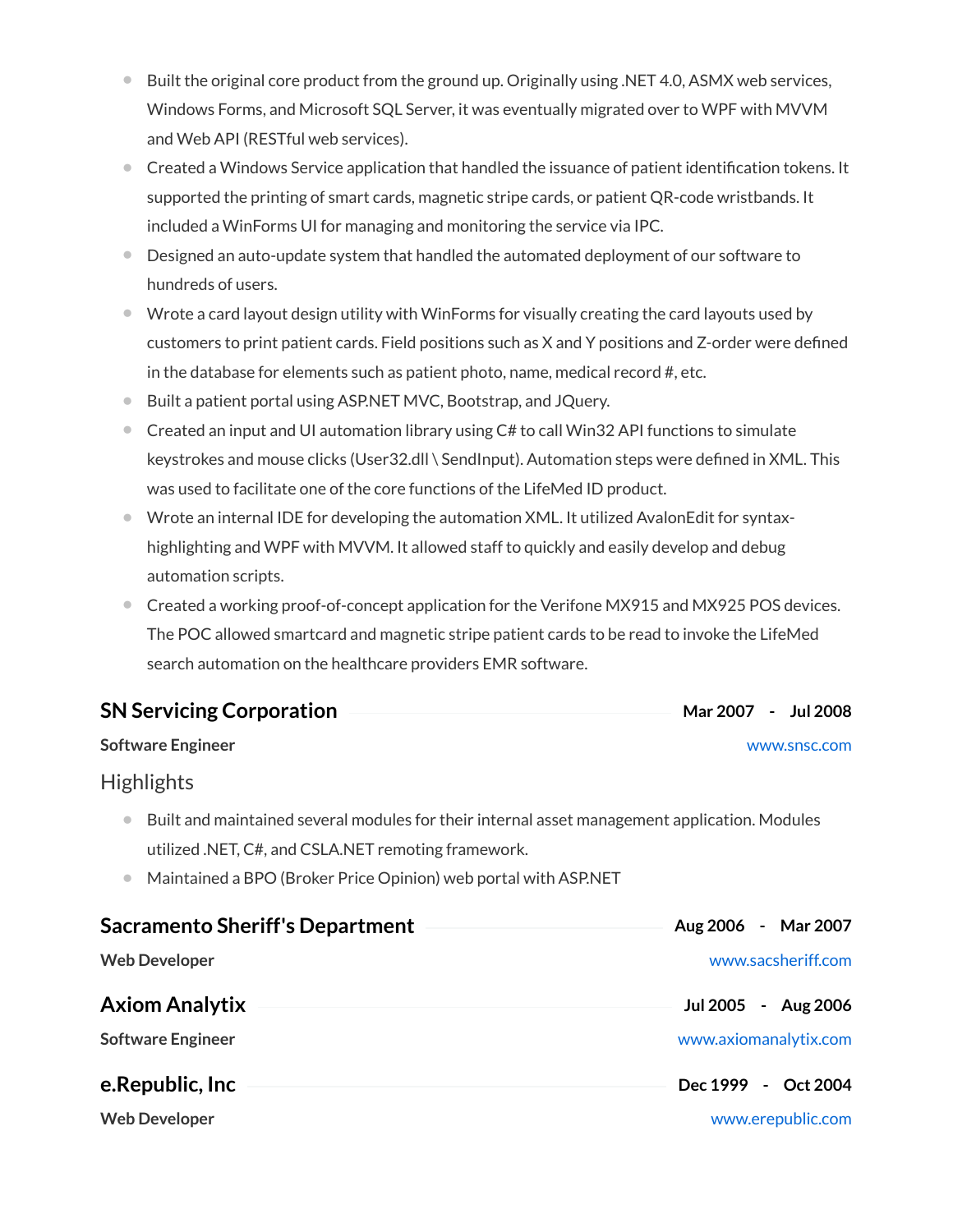- Built the original core product from the ground up. Originally using .NET 4.0, ASMX web services, Windows Forms, and Microsoft SQL Server, it was eventually migrated over to WPF with MVVM and Web API (RESTful web services).
- Created a Windows Service application that handled the issuance of patient identification tokens. It supported the printing of smart cards, magnetic stripe cards, or patient QR-code wristbands. It included a WinForms UI for managing and monitoring the service via IPC.
- Designed an auto-update system that handled the automated deployment of our software to hundreds of users.
- Wrote a card layout design utility with WinForms for visually creating the card layouts used by customers to print patient cards. Field positions such as X and Y positions and Z-order were defined in the database for elements such as patient photo, name, medical record #, etc.
- Built a patient portal using ASP.NET MVC, Bootstrap, and JQuery.
- Created an input and UI automation library using C# to call Win32 API functions to simulate keystrokes and mouse clicks (User32.dll \ SendInput). Automation steps were defined in XML. This was used to facilitate one of the core functions of the LifeMed ID product.
- Wrote an internal IDE for developing the automation XML. It utilized AvalonEdit for syntax-highlighting and WPF with MVVM. It allowed staff to quickly and easily develop and debug automation scripts.
- Created a working proof-of-concept application for the Verifone MX915 and MX925 POS devices. The POC allowed smartcard and magnetic stripe patient cards to be read to invoke the LifeMed search automation on the healthcare providers EMR software.

## SN Servicing Corporation

**Mar 2007 - Jul 2008**

**Software Engineer**

www.snsc.com

### Highlights

- Built and maintained several modules for their internal asset management application. Modules utilized .NET, C#, and CSLA.NET remoting framework.
- Maintained a BPO (Broker Price Opinion) web portal with ASP.NET

## Sacramento Sheriff's Department

**Aug 2006 - Mar 2007**

**Web Developer**

www.sacsheriff.com

## Axiom Analytix

**Jul 2005 - Aug 2006**

**Software Engineer**

www.axiomanalytix.com

## e.Republic, Inc

**Dec 1999 - Oct 2004**

**Web Developer**

www.erepublic.com